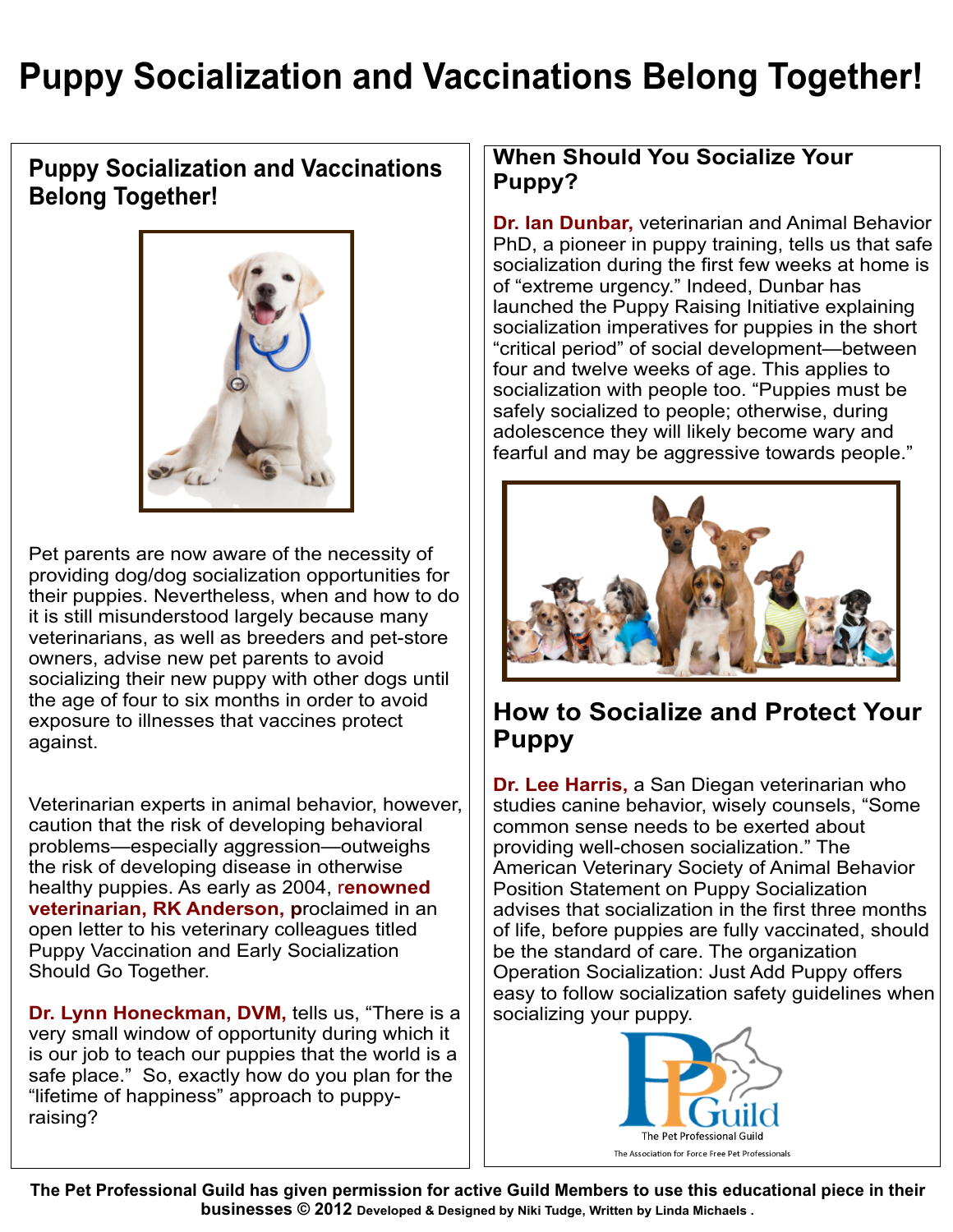# Puppy Socialization and Vaccinations Belong Together!

## Puppy Socialization and Vaccinations Belong Together!

Pet parents are now aware of the necessity of providing dog/dog socialization opportunities for their puppies. Nevertheless, when and how to do it is still misunderstood largely because many veterinarians, as well as breeders and pet-store owners, advise new pet parents to avoid socializing their new puppy with other dogs until the age of four to six months in order to avoid exposure to illnesses that vaccines protect against.

Veterinarian experts in animal behavior, however, caution that the risk of developing behavioral problems—especially aggression—outweighs the risk of developing disease in otherwise healthy puppies. As early as 2004, **renowned veterinarian, RK Anderson, p**roclaimed in an open letter to his veterinary colleagues titled Puppy Vaccination and Early Socialization Should Go Together.

**Dr. Lynn Honeckman, DVM,** tells us, "There is a very small window of opportunity during which it is our job to teach our puppies that the world is a safe place." So, exactly how do you plan for the "lifetime of happiness" approach to puppy-raising?

## When Should You Socialize Your Puppy?

**Dr. Ian Dunbar,** veterinarian and Animal Behavior PhD, a pioneer in puppy training, tells us that safe socialization during the first few weeks at home is of "extreme urgency." Indeed, Dunbar has launched the Puppy Raising Initiative explaining socialization imperatives for puppies in the short "critical period" of social development—between four and twelve weeks of age. This applies to socialization with people too. "Puppies must be safely socialized to people; otherwise, during adolescence they will likely become wary and fearful and may be aggressive towards people."

## How to Socialize and Protect Your Puppy

**Dr. Lee Harris,** a San Diegan veterinarian who studies canine behavior, wisely counsels, "Some common sense needs to be exerted about providing well-chosen socialization." The American Veterinary Society of Animal Behavior Position Statement on Puppy Socialization advises that socialization in the first three months of life, before puppies are fully vaccinated, should be the standard of care. The organization Operation Socialization: Just Add Puppy offers easy to follow socialization safety guidelines when socializing your puppy.

PPGuild
The Pet Professional Guild
The Association for Force Free Pet Professionals

**The Pet Professional Guild has given permission for active Guild Members to use this educational piece in their businesses © 2012** Developed & Designed by Niki Tudge, Written by Linda Michaels .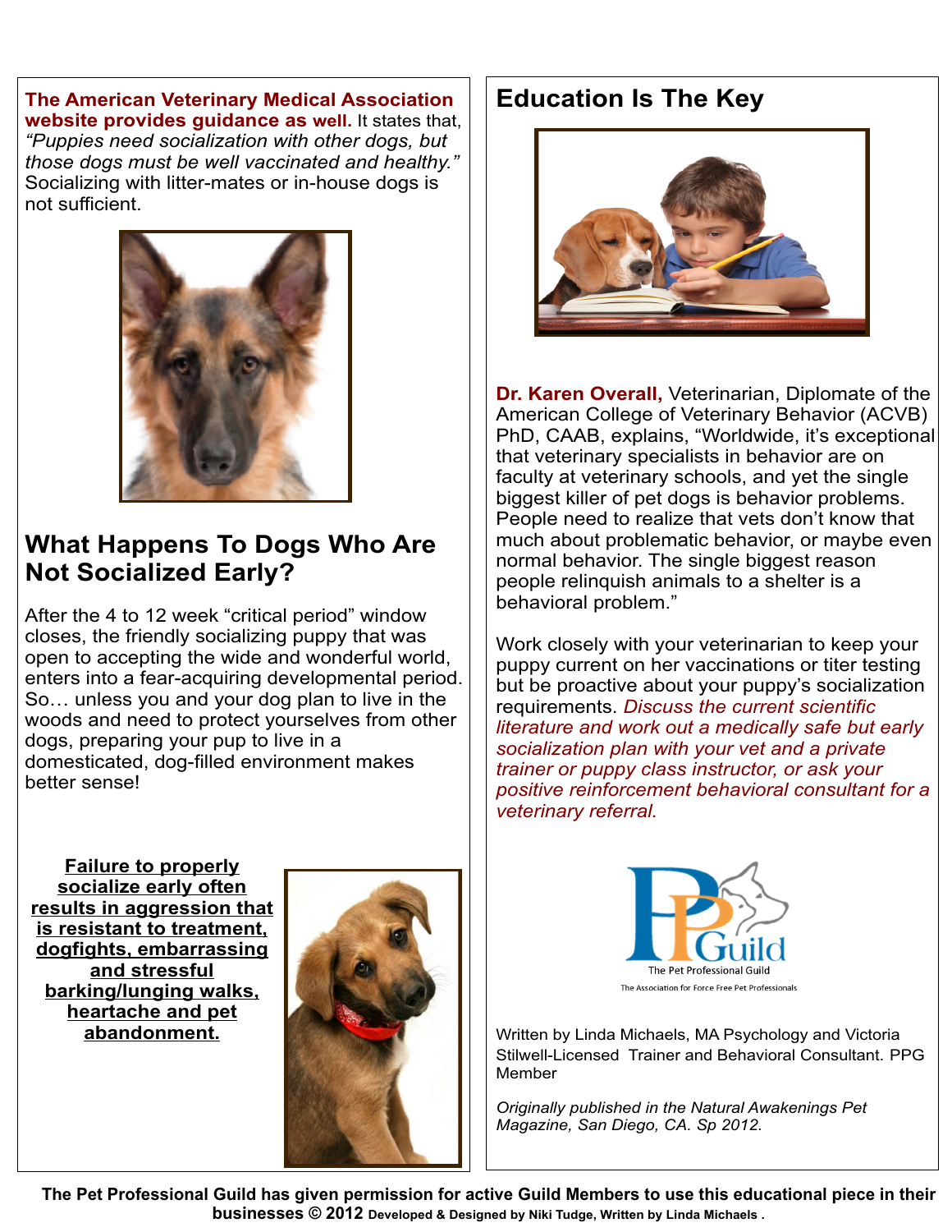**The American Veterinary Medical Association website provides guidance as well.** It states that, *"Puppies need socialization with other dogs, but those dogs must be well vaccinated and healthy."* Socializing with litter-mates or in-house dogs is not sufficient.

## What Happens To Dogs Who Are Not Socialized Early?

After the 4 to 12 week "critical period" window closes, the friendly socializing puppy that was open to accepting the wide and wonderful world, enters into a fear-acquiring developmental period. So… unless you and your dog plan to live in the woods and need to protect yourselves from other dogs, preparing your pup to live in a domesticated, dog-filled environment makes better sense!

**Failure to properly socialize early often results in aggression that is resistant to treatment, dogfights, embarrassing and stressful barking/lunging walks, heartache and pet abandonment.**

## Education Is The Key

**Dr. Karen Overall,** Veterinarian, Diplomate of the American College of Veterinary Behavior (ACVB) PhD, CAAB, explains, "Worldwide, it's exceptional that veterinary specialists in behavior are on faculty at veterinary schools, and yet the single biggest killer of pet dogs is behavior problems. People need to realize that vets don't know that much about problematic behavior, or maybe even normal behavior. The single biggest reason people relinquish animals to a shelter is a behavioral problem."

Work closely with your veterinarian to keep your puppy current on her vaccinations or titer testing but be proactive about your puppy's socialization requirements. *Discuss the current scientific literature and work out a medically safe but early socialization plan with your vet and a private trainer or puppy class instructor, or ask your positive reinforcement behavioral consultant for a veterinary referral.*

The Pet Professional Guild
The Association for Force Free Pet Professionals

Written by Linda Michaels, MA Psychology and Victoria Stilwell-Licensed Trainer and Behavioral Consultant. PPG Member

*Originally published in the Natural Awakenings Pet Magazine, San Diego, CA. Sp 2012.*

**The Pet Professional Guild has given permission for active Guild Members to use this educational piece in their businesses © 2012 Developed & Designed by Niki Tudge, Written by Linda Michaels .**